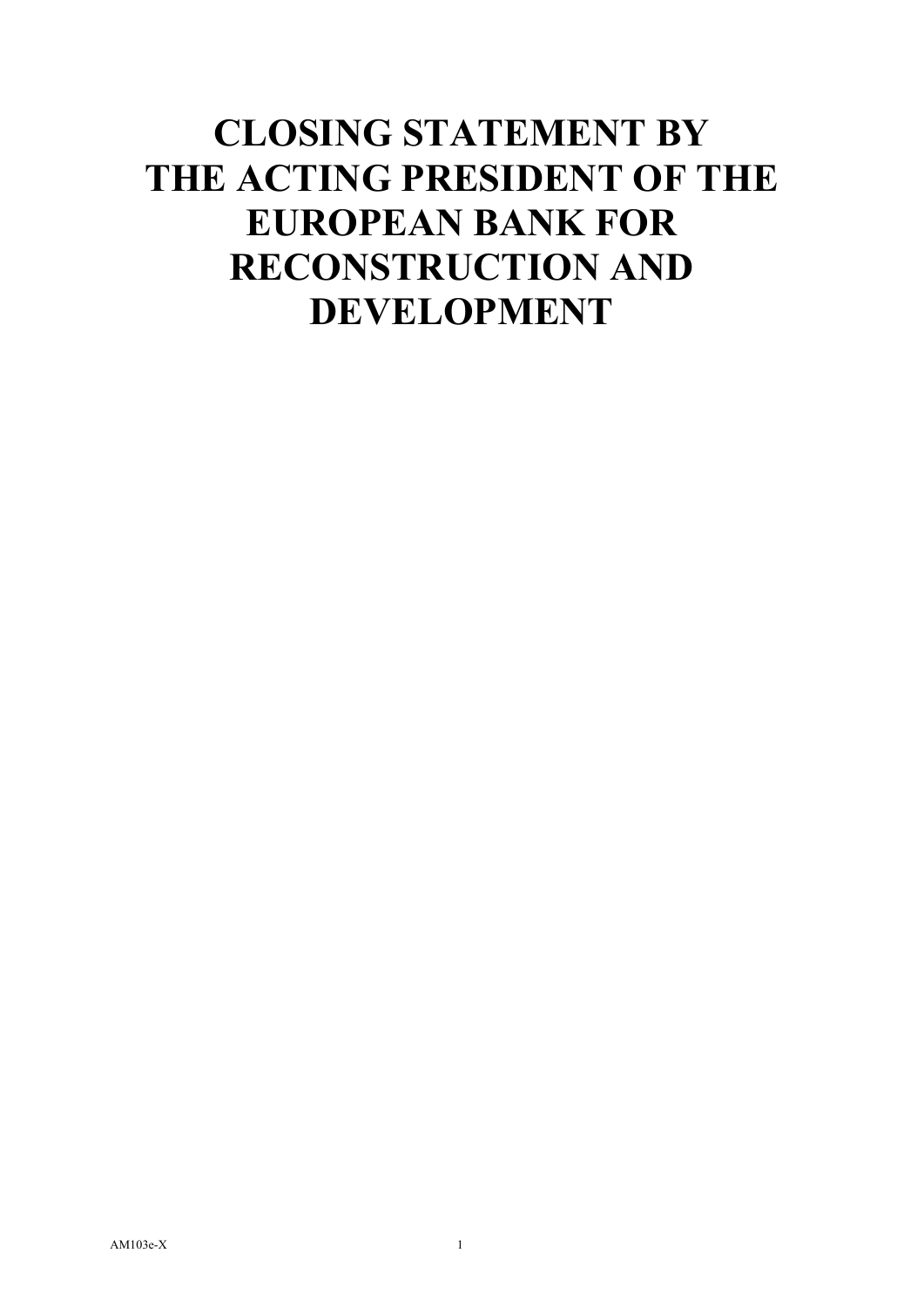# CLOSING STATEMENT BY THE ACTING PRESIDENT OF THE EUROPEAN BANK FOR RECONSTRUCTION AND DEVELOPMENT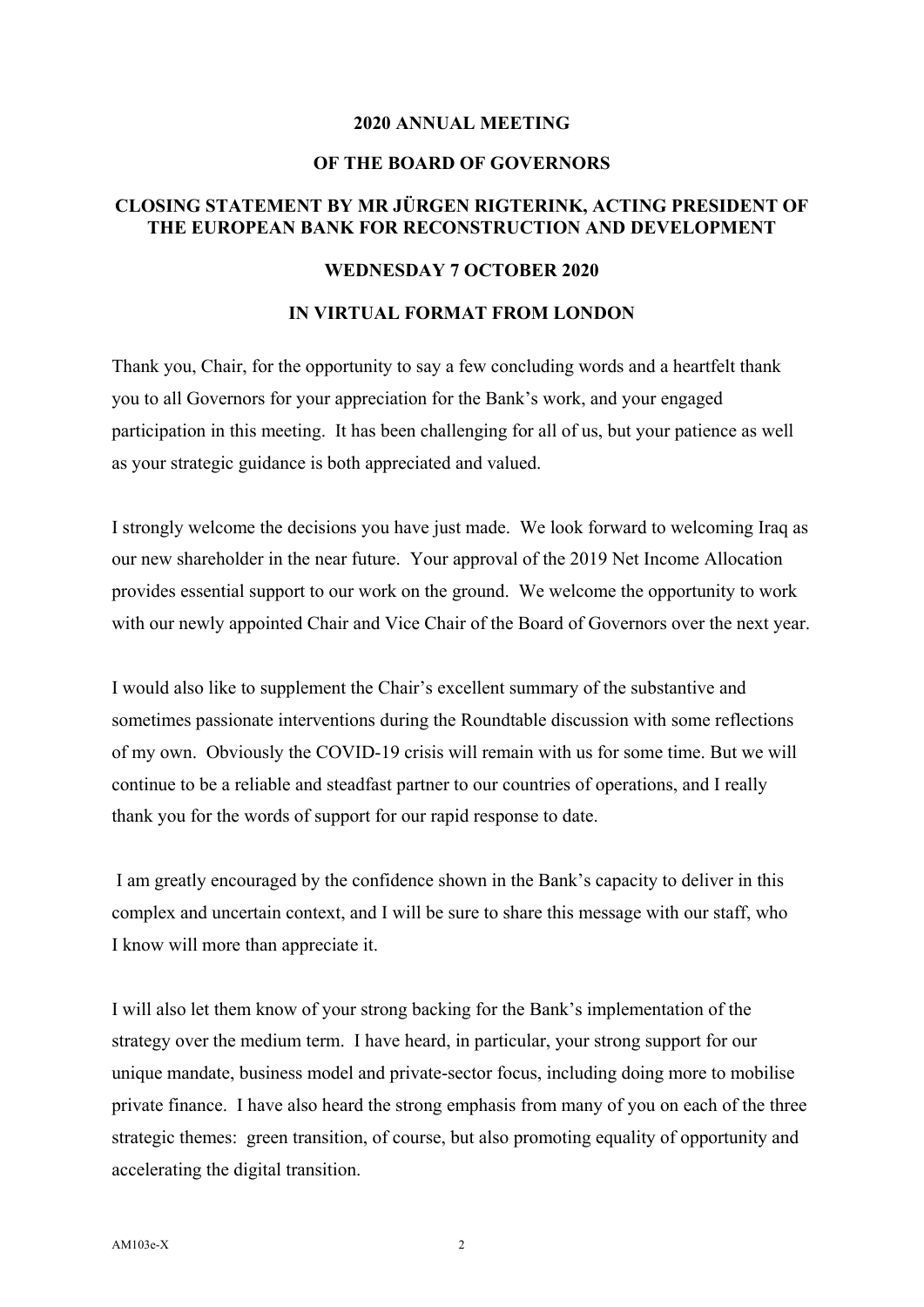**2020 ANNUAL MEETING**

**OF THE BOARD OF GOVERNORS**

**CLOSING STATEMENT BY MR JÜRGEN RIGTERINK, ACTING PRESIDENT OF THE EUROPEAN BANK FOR RECONSTRUCTION AND DEVELOPMENT**

**WEDNESDAY 7 OCTOBER 2020**

**IN VIRTUAL FORMAT FROM LONDON**

Thank you, Chair, for the opportunity to say a few concluding words and a heartfelt thank you to all Governors for your appreciation for the Bank's work, and your engaged participation in this meeting. It has been challenging for all of us, but your patience as well as your strategic guidance is both appreciated and valued.

I strongly welcome the decisions you have just made. We look forward to welcoming Iraq as our new shareholder in the near future. Your approval of the 2019 Net Income Allocation provides essential support to our work on the ground. We welcome the opportunity to work with our newly appointed Chair and Vice Chair of the Board of Governors over the next year.

I would also like to supplement the Chair's excellent summary of the substantive and sometimes passionate interventions during the Roundtable discussion with some reflections of my own. Obviously the COVID-19 crisis will remain with us for some time. But we will continue to be a reliable and steadfast partner to our countries of operations, and I really thank you for the words of support for our rapid response to date.

I am greatly encouraged by the confidence shown in the Bank's capacity to deliver in this complex and uncertain context, and I will be sure to share this message with our staff, who I know will more than appreciate it.

I will also let them know of your strong backing for the Bank's implementation of the strategy over the medium term. I have heard, in particular, your strong support for our unique mandate, business model and private-sector focus, including doing more to mobilise private finance. I have also heard the strong emphasis from many of you on each of the three strategic themes: green transition, of course, but also promoting equality of opportunity and accelerating the digital transition.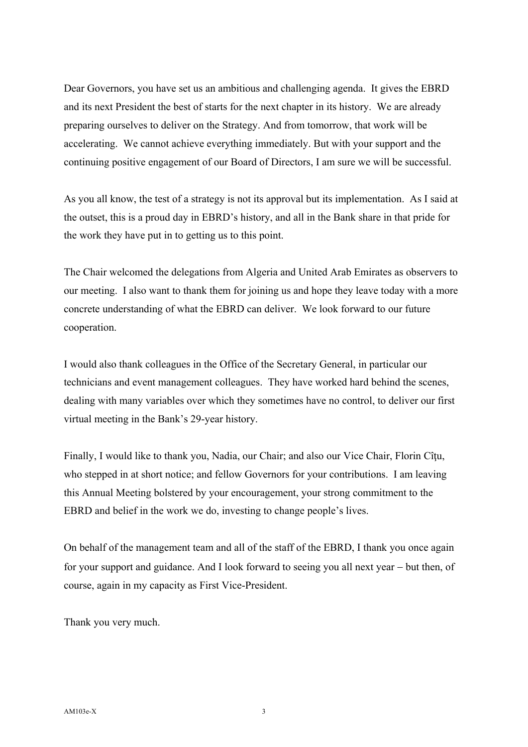Dear Governors, you have set us an ambitious and challenging agenda. It gives the EBRD and its next President the best of starts for the next chapter in its history. We are already preparing ourselves to deliver on the Strategy. And from tomorrow, that work will be accelerating. We cannot achieve everything immediately. But with your support and the continuing positive engagement of our Board of Directors, I am sure we will be successful.

As you all know, the test of a strategy is not its approval but its implementation. As I said at the outset, this is a proud day in EBRD's history, and all in the Bank share in that pride for the work they have put in to getting us to this point.

The Chair welcomed the delegations from Algeria and United Arab Emirates as observers to our meeting. I also want to thank them for joining us and hope they leave today with a more concrete understanding of what the EBRD can deliver. We look forward to our future cooperation.

I would also thank colleagues in the Office of the Secretary General, in particular our technicians and event management colleagues. They have worked hard behind the scenes, dealing with many variables over which they sometimes have no control, to deliver our first virtual meeting in the Bank's 29-year history.

Finally, I would like to thank you, Nadia, our Chair; and also our Vice Chair, Florin Cîțu, who stepped in at short notice; and fellow Governors for your contributions. I am leaving this Annual Meeting bolstered by your encouragement, your strong commitment to the EBRD and belief in the work we do, investing to change people's lives.

On behalf of the management team and all of the staff of the EBRD, I thank you once again for your support and guidance. And I look forward to seeing you all next year – but then, of course, again in my capacity as First Vice-President.

Thank you very much.

AM103e-X